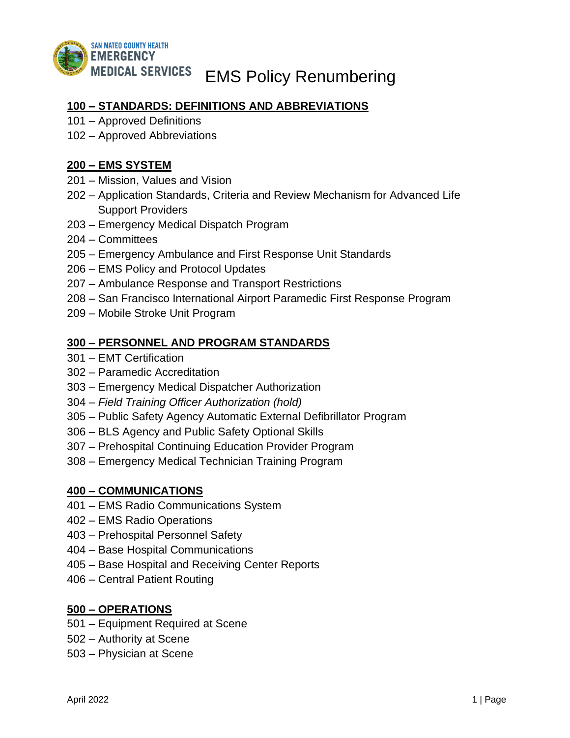SAN MATEO COUNTY HEALTH
EMERGENCY MEDICAL SERVICES

# EMS Policy Renumbering

## 100 – STANDARDS: DEFINITIONS AND ABBREVIATIONS

101 – Approved Definitions
102 – Approved Abbreviations

## 200 – EMS SYSTEM

201 – Mission, Values and Vision
202 – Application Standards, Criteria and Review Mechanism for Advanced Life Support Providers
203 – Emergency Medical Dispatch Program
204 – Committees
205 – Emergency Ambulance and First Response Unit Standards
206 – EMS Policy and Protocol Updates
207 – Ambulance Response and Transport Restrictions
208 – San Francisco International Airport Paramedic First Response Program
209 – Mobile Stroke Unit Program

## 300 – PERSONNEL AND PROGRAM STANDARDS

301 – EMT Certification
302 – Paramedic Accreditation
303 – Emergency Medical Dispatcher Authorization
304 – *Field Training Officer Authorization (hold)*
305 – Public Safety Agency Automatic External Defibrillator Program
306 – BLS Agency and Public Safety Optional Skills
307 – Prehospital Continuing Education Provider Program
308 – Emergency Medical Technician Training Program

## 400 – COMMUNICATIONS

401 – EMS Radio Communications System
402 – EMS Radio Operations
403 – Prehospital Personnel Safety
404 – Base Hospital Communications
405 – Base Hospital and Receiving Center Reports
406 – Central Patient Routing

## 500 – OPERATIONS

501 – Equipment Required at Scene
502 – Authority at Scene
503 – Physician at Scene

April 2022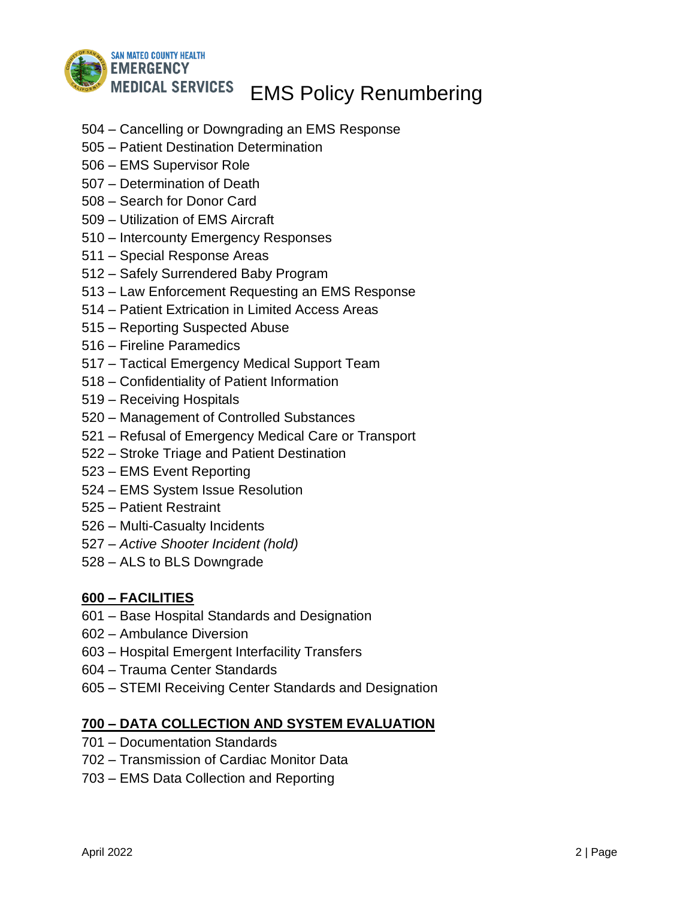504 – Cancelling or Downgrading an EMS Response
505 – Patient Destination Determination
506 – EMS Supervisor Role
507 – Determination of Death
508 – Search for Donor Card
509 – Utilization of EMS Aircraft
510 – Intercounty Emergency Responses
511 – Special Response Areas
512 – Safely Surrendered Baby Program
513 – Law Enforcement Requesting an EMS Response
514 – Patient Extrication in Limited Access Areas
515 – Reporting Suspected Abuse
516 – Fireline Paramedics
517 – Tactical Emergency Medical Support Team
518 – Confidentiality of Patient Information
519 – Receiving Hospitals
520 – Management of Controlled Substances
521 – Refusal of Emergency Medical Care or Transport
522 – Stroke Triage and Patient Destination
523 – EMS Event Reporting
524 – EMS System Issue Resolution
525 – Patient Restraint
526 – Multi-Casualty Incidents
527 – *Active Shooter Incident (hold)*
528 – ALS to BLS Downgrade

## 600 – FACILITIES

601 – Base Hospital Standards and Designation
602 – Ambulance Diversion
603 – Hospital Emergent Interfacility Transfers
604 – Trauma Center Standards
605 – STEMI Receiving Center Standards and Designation

## 700 – DATA COLLECTION AND SYSTEM EVALUATION

701 – Documentation Standards
702 – Transmission of Cardiac Monitor Data
703 – EMS Data Collection and Reporting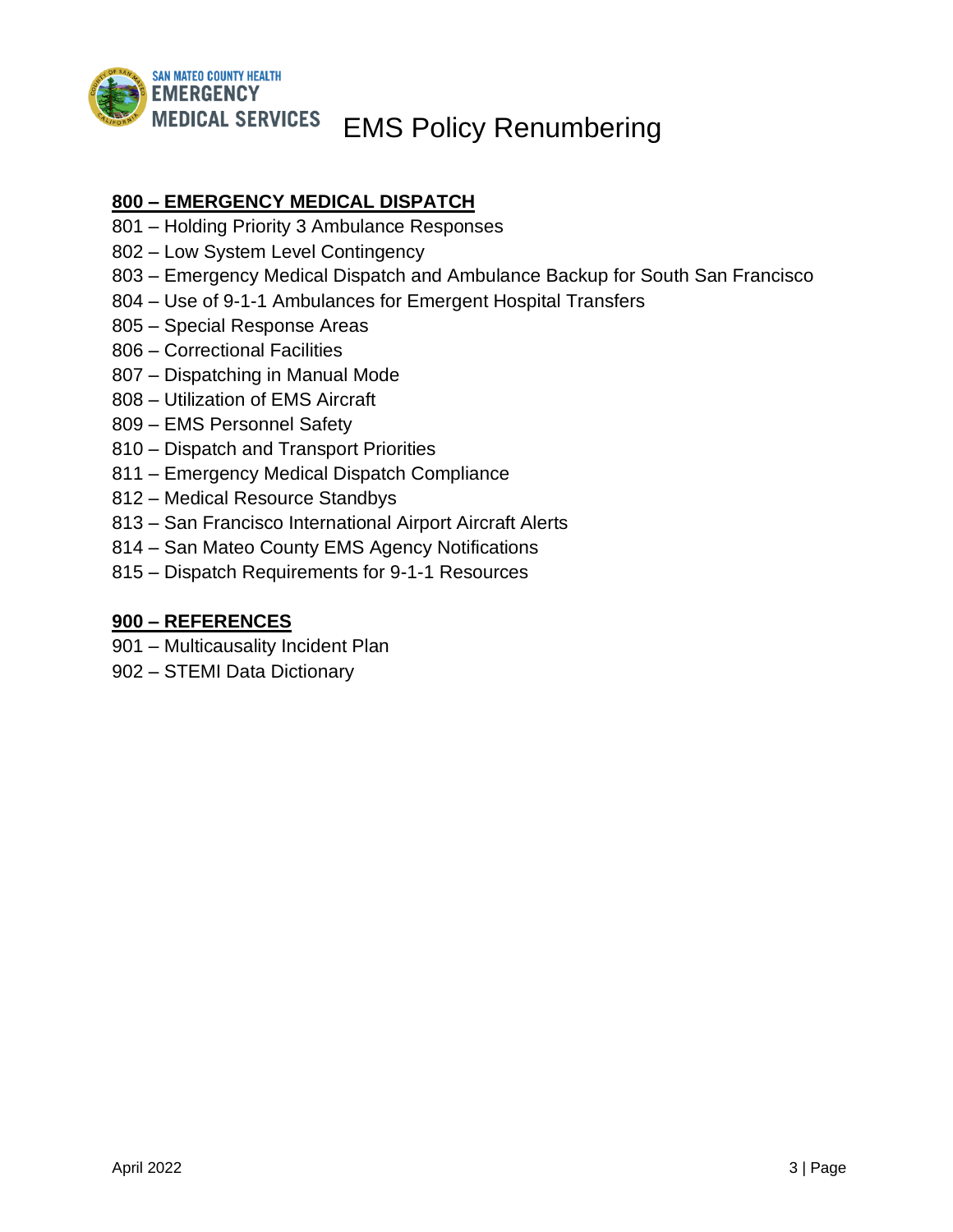## 800 – EMERGENCY MEDICAL DISPATCH

801 – Holding Priority 3 Ambulance Responses
802 – Low System Level Contingency
803 – Emergency Medical Dispatch and Ambulance Backup for South San Francisco
804 – Use of 9-1-1 Ambulances for Emergent Hospital Transfers
805 – Special Response Areas
806 – Correctional Facilities
807 – Dispatching in Manual Mode
808 – Utilization of EMS Aircraft
809 – EMS Personnel Safety
810 – Dispatch and Transport Priorities
811 – Emergency Medical Dispatch Compliance
812 – Medical Resource Standbys
813 – San Francisco International Airport Aircraft Alerts
814 – San Mateo County EMS Agency Notifications
815 – Dispatch Requirements for 9-1-1 Resources

## 900 – REFERENCES

901 – Multicausality Incident Plan
902 – STEMI Data Dictionary